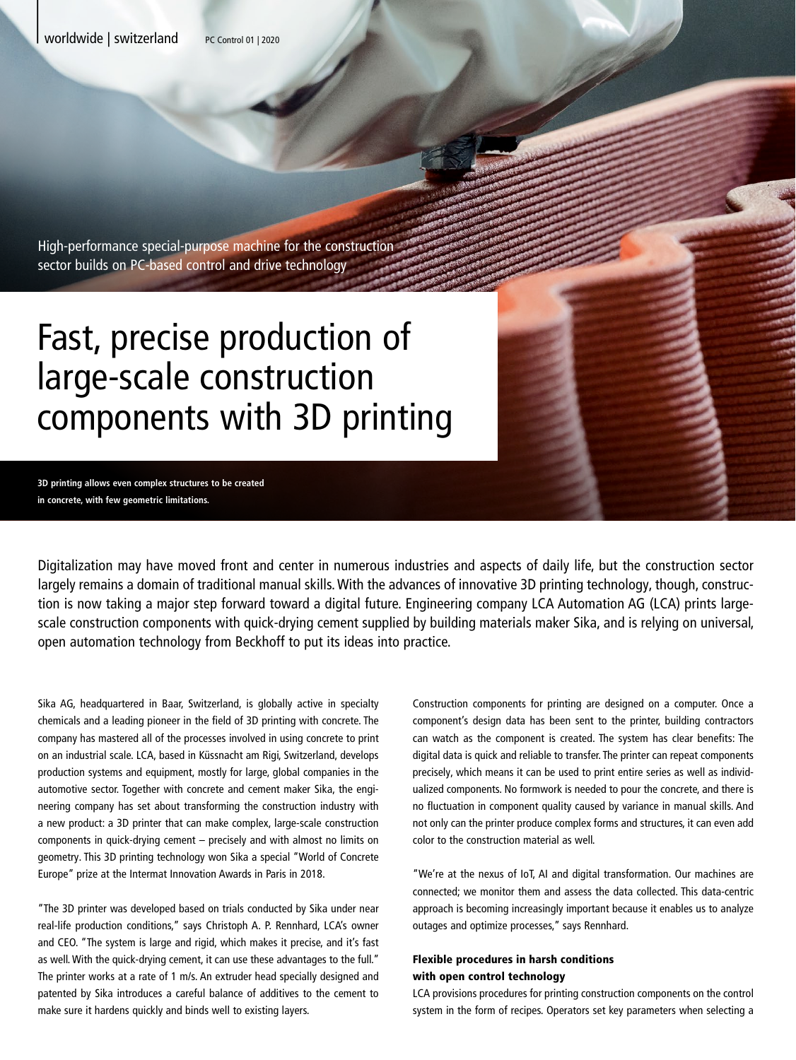High-performance special-purpose machine for the construction sector builds on PC-based control and drive technology

# Fast, precise production of large-scale construction components with 3D printing

**3D printing allows even complex structures to be created in concrete, with few geometric limitations.**

Digitalization may have moved front and center in numerous industries and aspects of daily life, but the construction sector largely remains a domain of traditional manual skills. With the advances of innovative 3D printing technology, though, construction is now taking a major step forward toward a digital future. Engineering company LCA Automation AG (LCA) prints large-scale construction components with quick-drying cement supplied by building materials maker Sika, and is relying on universal, open automation technology from Beckhoff to put its ideas into practice.

Sika AG, headquartered in Baar, Switzerland, is globally active in specialty chemicals and a leading pioneer in the field of 3D printing with concrete. The company has mastered all of the processes involved in using concrete to print on an industrial scale. LCA, based in Küssnacht am Rigi, Switzerland, develops production systems and equipment, mostly for large, global companies in the automotive sector. Together with concrete and cement maker Sika, the engineering company has set about transforming the construction industry with a new product: a 3D printer that can make complex, large-scale construction components in quick-drying cement – precisely and with almost no limits on geometry. This 3D printing technology won Sika a special "World of Concrete Europe" prize at the Intermat Innovation Awards in Paris in 2018.

"The 3D printer was developed based on trials conducted by Sika under near real-life production conditions," says Christoph A. P. Rennhard, LCA's owner and CEO. "The system is large and rigid, which makes it precise, and it's fast as well. With the quick-drying cement, it can use these advantages to the full." The printer works at a rate of 1 m/s. An extruder head specially designed and patented by Sika introduces a careful balance of additives to the cement to make sure it hardens quickly and binds well to existing layers.

Construction components for printing are designed on a computer. Once a component's design data has been sent to the printer, building contractors can watch as the component is created. The system has clear benefits: The digital data is quick and reliable to transfer. The printer can repeat components precisely, which means it can be used to print entire series as well as individualized components. No formwork is needed to pour the concrete, and there is no fluctuation in component quality caused by variance in manual skills. And not only can the printer produce complex forms and structures, it can even add color to the construction material as well.

"We're at the nexus of IoT, AI and digital transformation. Our machines are connected; we monitor them and assess the data collected. This data-centric approach is becoming increasingly important because it enables us to analyze outages and optimize processes," says Rennhard.

### Flexible procedures in harsh conditions with open control technology

LCA provisions procedures for printing construction components on the control system in the form of recipes. Operators set key parameters when selecting a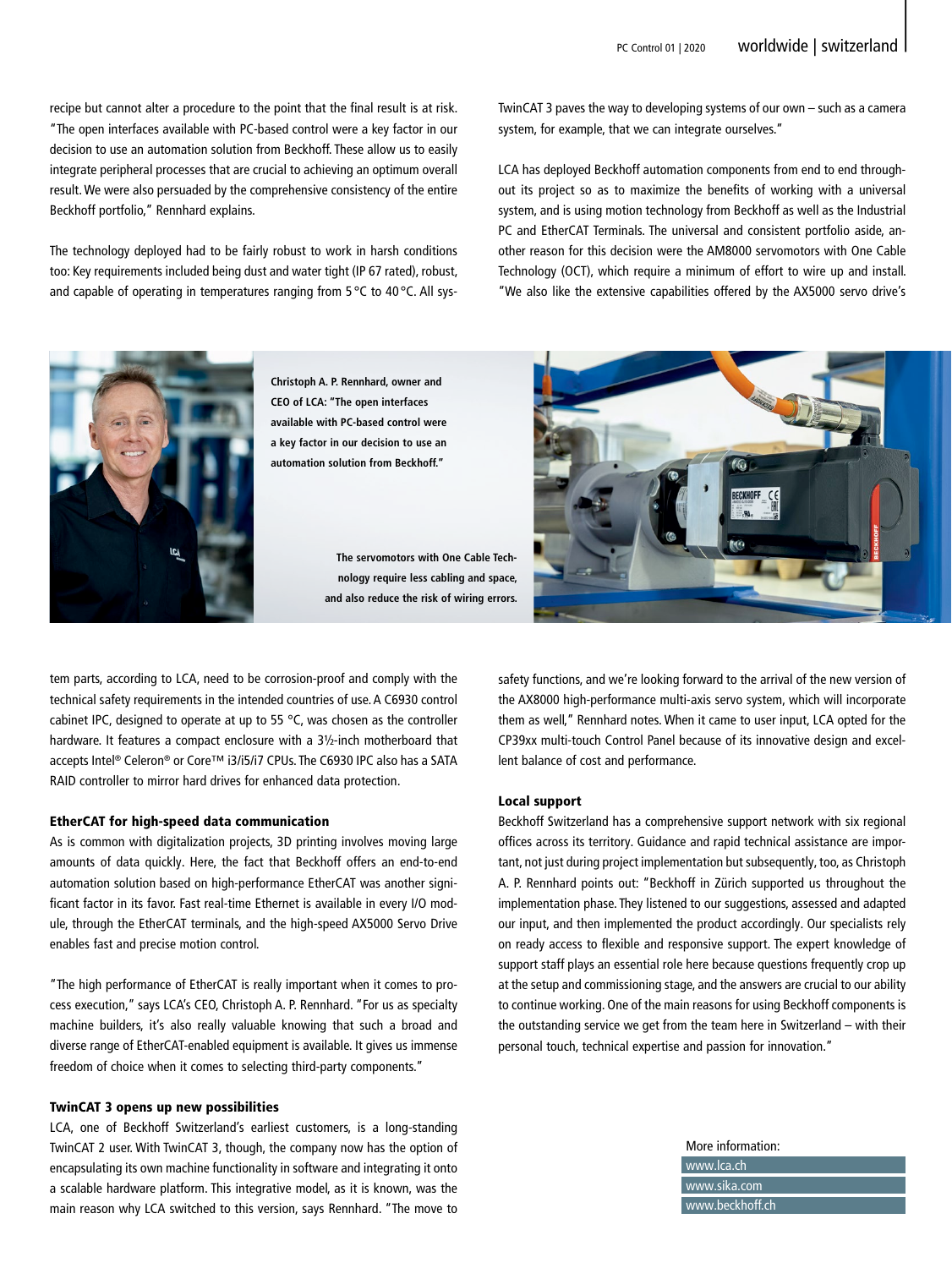recipe but cannot alter a procedure to the point that the final result is at risk. "The open interfaces available with PC-based control were a key factor in our decision to use an automation solution from Beckhoff. These allow us to easily integrate peripheral processes that are crucial to achieving an optimum overall result. We were also persuaded by the comprehensive consistency of the entire Beckhoff portfolio," Rennhard explains.

The technology deployed had to be fairly robust to work in harsh conditions too: Key requirements included being dust and water tight (IP 67 rated), robust, and capable of operating in temperatures ranging from 5 °C to 40 °C. All system parts, according to LCA, need to be corrosion-proof and comply with the technical safety requirements in the intended countries of use. A C6930 control cabinet IPC, designed to operate at up to 55 °C, was chosen as the controller hardware. It features a compact enclosure with a 3½-inch motherboard that accepts Intel® Celeron® or Core™ i3/i5/i7 CPUs. The C6930 IPC also has a SATA RAID controller to mirror hard drives for enhanced data protection.

**Christoph A. P. Rennhard, owner and CEO of LCA: "The open interfaces available with PC-based control were a key factor in our decision to use an automation solution from Beckhoff."**

**The servomotors with One Cable Technology require less cabling and space, and also reduce the risk of wiring errors.**

### EtherCAT for high-speed data communication

As is common with digitalization projects, 3D printing involves moving large amounts of data quickly. Here, the fact that Beckhoff offers an end-to-end automation solution based on high-performance EtherCAT was another significant factor in its favor. Fast real-time Ethernet is available in every I/O module, through the EtherCAT terminals, and the high-speed AX5000 Servo Drive enables fast and precise motion control.

"The high performance of EtherCAT is really important when it comes to process execution," says LCA's CEO, Christoph A. P. Rennhard. "For us as specialty machine builders, it's also really valuable knowing that such a broad and diverse range of EtherCAT-enabled equipment is available. It gives us immense freedom of choice when it comes to selecting third-party components."

### TwinCAT 3 opens up new possibilities

LCA, one of Beckhoff Switzerland's earliest customers, is a long-standing TwinCAT 2 user. With TwinCAT 3, though, the company now has the option of encapsulating its own machine functionality in software and integrating it onto a scalable hardware platform. This integrative model, as it is known, was the main reason why LCA switched to this version, says Rennhard. "The move to TwinCAT 3 paves the way to developing systems of our own – such as a camera system, for example, that we can integrate ourselves."

LCA has deployed Beckhoff automation components from end to end throughout its project so as to maximize the benefits of working with a universal system, and is using motion technology from Beckhoff as well as the Industrial PC and EtherCAT Terminals. The universal and consistent portfolio aside, another reason for this decision were the AM8000 servomotors with One Cable Technology (OCT), which require a minimum of effort to wire up and install. "We also like the extensive capabilities offered by the AX5000 servo drive's safety functions, and we're looking forward to the arrival of the new version of the AX8000 high-performance multi-axis servo system, which will incorporate them as well," Rennhard notes. When it came to user input, LCA opted for the CP39xx multi-touch Control Panel because of its innovative design and excellent balance of cost and performance.

### Local support

Beckhoff Switzerland has a comprehensive support network with six regional offices across its territory. Guidance and rapid technical assistance are important, not just during project implementation but subsequently, too, as Christoph A. P. Rennhard points out: "Beckhoff in Zürich supported us throughout the implementation phase. They listened to our suggestions, assessed and adapted our input, and then implemented the product accordingly. Our specialists rely on ready access to flexible and responsive support. The expert knowledge of support staff plays an essential role here because questions frequently crop up at the setup and commissioning stage, and the answers are crucial to our ability to continue working. One of the main reasons for using Beckhoff components is the outstanding service we get from the team here in Switzerland – with their personal touch, technical expertise and passion for innovation."

More information:
www.lca.ch
www.sika.com
www.beckhoff.ch